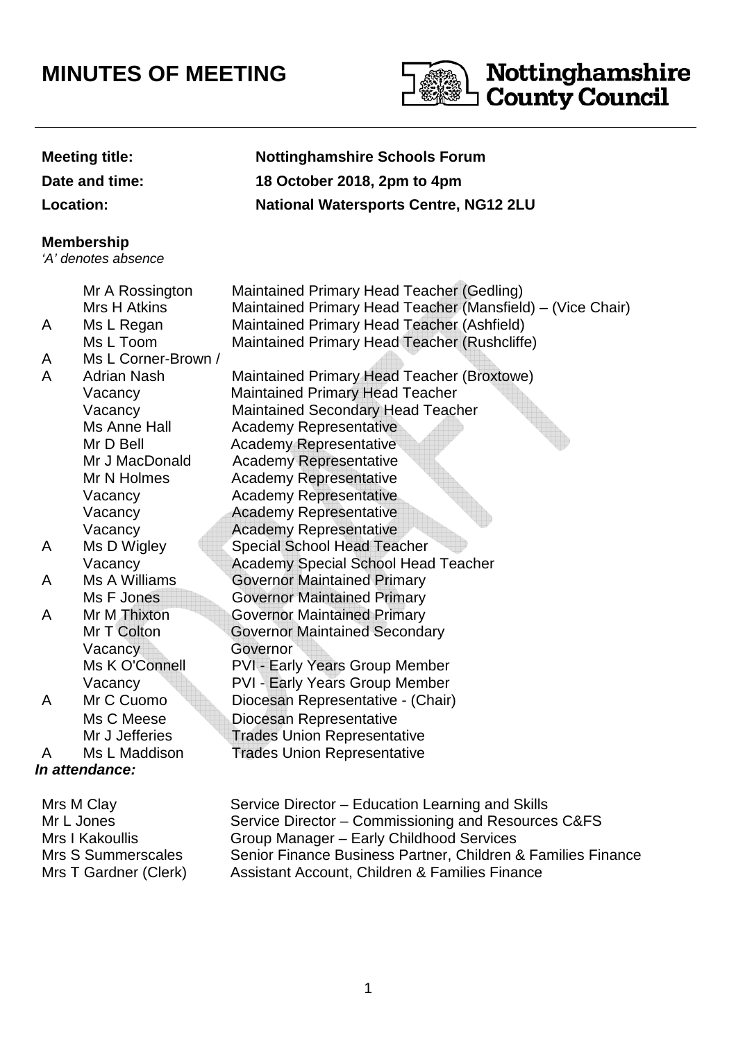# MINUTES OF MEETING

Nottinghamshire County Council

| | |
|---|---|
| **Meeting title:** | **Nottinghamshire Schools Forum** |
| **Date and time:** | **18 October 2018, 2pm to 4pm** |
| **Location:** | **National Watersports Centre, NG12 2LU** |

**Membership**
*'A' denotes absence*

| | | |
|---|---|---|
| | Mr A Rossington | Maintained Primary Head Teacher (Gedling) |
| | Mrs H Atkins | Maintained Primary Head Teacher (Mansfield) – (Vice Chair) |
| A | Ms L Regan | Maintained Primary Head Teacher (Ashfield) |
| | Ms L Toom | Maintained Primary Head Teacher (Rushcliffe) |
| A | Ms L Corner-Brown / | |
| A | Adrian Nash | Maintained Primary Head Teacher (Broxtowe) |
| | Vacancy | Maintained Primary Head Teacher |
| | Vacancy | Maintained Secondary Head Teacher |
| | Ms Anne Hall | Academy Representative |
| | Mr D Bell | Academy Representative |
| | Mr J MacDonald | Academy Representative |
| | Mr N Holmes | Academy Representative |
| | Vacancy | Academy Representative |
| | Vacancy | Academy Representative |
| | Vacancy | Academy Representative |
| A | Ms D Wigley | Special School Head Teacher |
| | Vacancy | Academy Special School Head Teacher |
| A | Ms A Williams | Governor Maintained Primary |
| | Ms F Jones | Governor Maintained Primary |
| A | Mr M Thixton | Governor Maintained Primary |
| | Mr T Colton | Governor Maintained Secondary |
| | Vacancy | Governor |
| | Ms K O'Connell | PVI - Early Years Group Member |
| | Vacancy | PVI - Early Years Group Member |
| A | Mr C Cuomo | Diocesan Representative - (Chair) |
| | Ms C Meese | Diocesan Representative |
| | Mr J Jefferies | Trades Union Representative |
| A | Ms L Maddison | Trades Union Representative |

***In attendance:***

| | |
|---|---|
| Mrs M Clay | Service Director – Education Learning and Skills |
| Mr L Jones | Service Director – Commissioning and Resources C&FS |
| Mrs I Kakoullis | Group Manager – Early Childhood Services |
| Mrs S Summerscales | Senior Finance Business Partner, Children & Families Finance |
| Mrs T Gardner (Clerk) | Assistant Account, Children & Families Finance |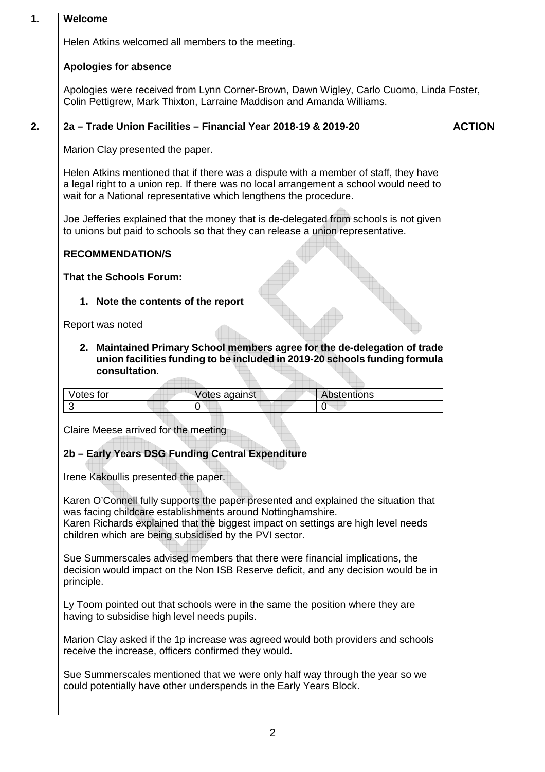| | | |
|---|---|---|
| **1.** | **Welcome**<br><br>Helen Atkins welcomed all members to the meeting. | |
| | **Apologies for absence**<br><br>Apologies were received from Lynn Corner-Brown, Dawn Wigley, Carlo Cuomo, Linda Foster, Colin Pettigrew, Mark Thixton, Larraine Maddison and Amanda Williams. | |
| **2.** | **2a – Trade Union Facilities – Financial Year 2018-19 & 2019-20** | **ACTION** |
| | Marion Clay presented the paper.<br><br>Helen Atkins mentioned that if there was a dispute with a member of staff, they have a legal right to a union rep. If there was no local arrangement a school would need to wait for a National representative which lengthens the procedure.<br><br>Joe Jefferies explained that the money that is de-delegated from schools is not given to unions but paid to schools so that they can release a union representative.<br><br>**RECOMMENDATION/S**<br><br>**That the Schools Forum:**<br><br>**1. Note the contents of the report**<br><br>Report was noted<br><br>**2. Maintained Primary School members agree for the de-delegation of trade union facilities funding to be included in 2019-20 schools funding formula consultation.**<br><br>Votes for: 3 — Votes against: 0 — Abstentions: 0<br><br>Claire Meese arrived for the meeting | |
| | **2b – Early Years DSG Funding Central Expenditure**<br><br>Irene Kakoullis presented the paper.<br><br>Karen O'Connell fully supports the paper presented and explained the situation that was facing childcare establishments around Nottinghamshire.<br>Karen Richards explained that the biggest impact on settings are high level needs children which are being subsidised by the PVI sector.<br><br>Sue Summerscales advised members that there were financial implications, the decision would impact on the Non ISB Reserve deficit, and any decision would be in principle.<br><br>Ly Toom pointed out that schools were in the same the position where they are having to subsidise high level needs pupils.<br><br>Marion Clay asked if the 1p increase was agreed would both providers and schools receive the increase, officers confirmed they would.<br><br>Sue Summerscales mentioned that we were only half way through the year so we could potentially have other underspends in the Early Years Block. | |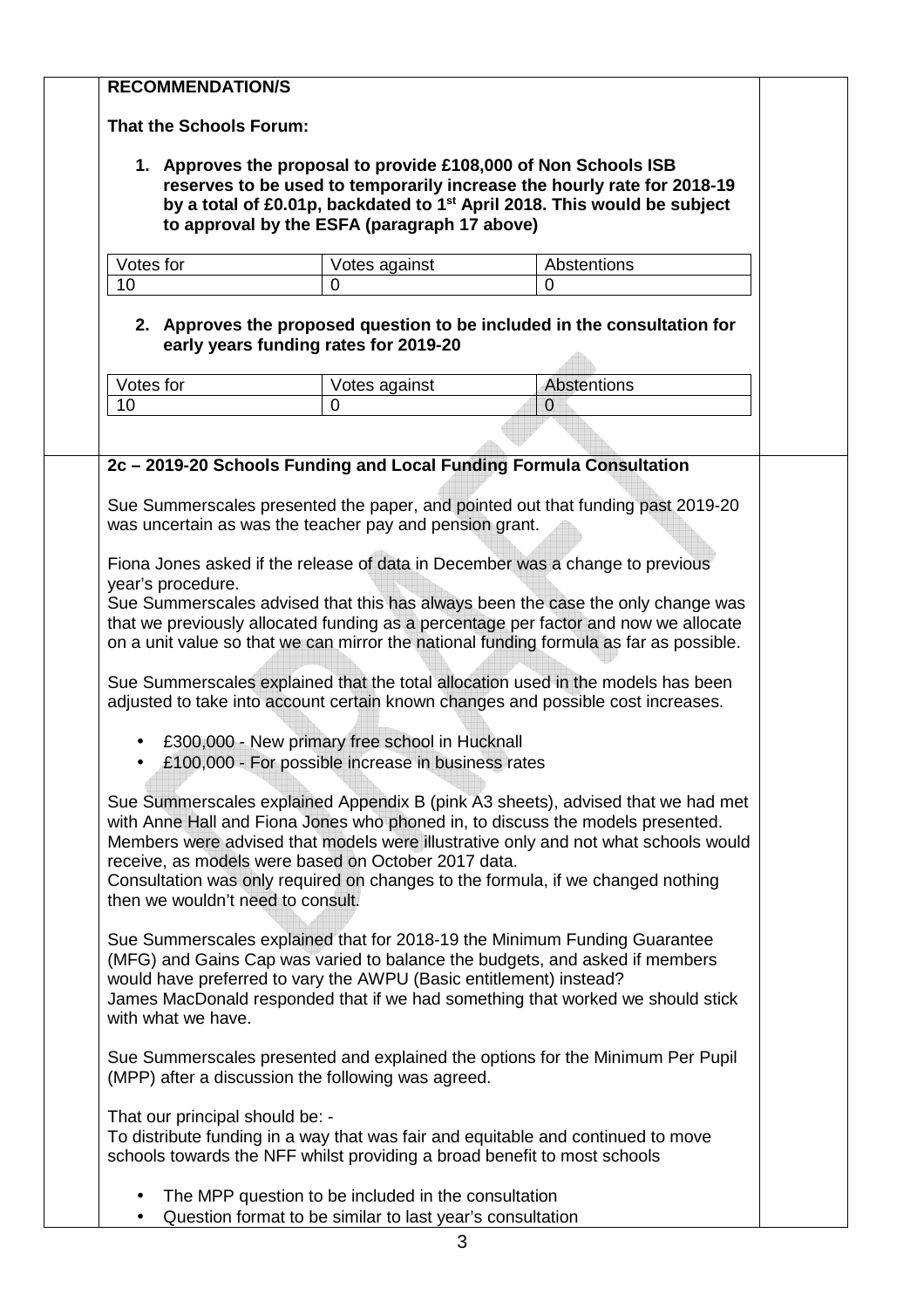**RECOMMENDATION/S**

**That the Schools Forum:**

1. **Approves the proposal to provide £108,000 of Non Schools ISB reserves to be used to temporarily increase the hourly rate for 2018-19 by a total of £0.01p, backdated to 1st April 2018. This would be subject to approval by the ESFA (paragraph 17 above)**

| Votes for | Votes against | Abstentions |
|---|---|---|
| 10 | 0 | 0 |

2. **Approves the proposed question to be included in the consultation for early years funding rates for 2019-20**

| Votes for | Votes against | Abstentions |
|---|---|---|
| 10 | 0 | 0 |

**2c – 2019-20 Schools Funding and Local Funding Formula Consultation**

Sue Summerscales presented the paper, and pointed out that funding past 2019-20 was uncertain as was the teacher pay and pension grant.

Fiona Jones asked if the release of data in December was a change to previous year's procedure.
Sue Summerscales advised that this has always been the case the only change was that we previously allocated funding as a percentage per factor and now we allocate on a unit value so that we can mirror the national funding formula as far as possible.

Sue Summerscales explained that the total allocation used in the models has been adjusted to take into account certain known changes and possible cost increases.

- £300,000 - New primary free school in Hucknall
- £100,000 - For possible increase in business rates

Sue Summerscales explained Appendix B (pink A3 sheets), advised that we had met with Anne Hall and Fiona Jones who phoned in, to discuss the models presented. Members were advised that models were illustrative only and not what schools would receive, as models were based on October 2017 data.
Consultation was only required on changes to the formula, if we changed nothing then we wouldn't need to consult.

Sue Summerscales explained that for 2018-19 the Minimum Funding Guarantee (MFG) and Gains Cap was varied to balance the budgets, and asked if members would have preferred to vary the AWPU (Basic entitlement) instead?
James MacDonald responded that if we had something that worked we should stick with what we have.

Sue Summerscales presented and explained the options for the Minimum Per Pupil (MPP) after a discussion the following was agreed.

That our principal should be: -
To distribute funding in a way that was fair and equitable and continued to move schools towards the NFF whilst providing a broad benefit to most schools

- The MPP question to be included in the consultation
- Question format to be similar to last year's consultation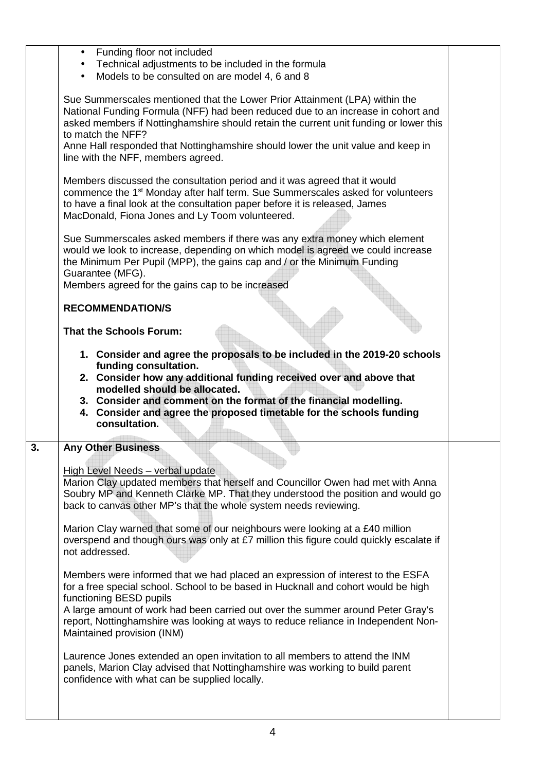| | | |
|---|---|---|
| | • Funding floor not included<br>• Technical adjustments to be included in the formula<br>• Models to be consulted on are model 4, 6 and 8<br><br>Sue Summerscales mentioned that the Lower Prior Attainment (LPA) within the National Funding Formula (NFF) had been reduced due to an increase in cohort and asked members if Nottinghamshire should retain the current unit funding or lower this to match the NFF?<br>Anne Hall responded that Nottinghamshire should lower the unit value and keep in line with the NFF, members agreed.<br><br>Members discussed the consultation period and it was agreed that it would commence the 1st Monday after half term. Sue Summerscales asked for volunteers to have a final look at the consultation paper before it is released, James MacDonald, Fiona Jones and Ly Toom volunteered.<br><br>Sue Summerscales asked members if there was any extra money which element would we look to increase, depending on which model is agreed we could increase the Minimum Per Pupil (MPP), the gains cap and / or the Minimum Funding Guarantee (MFG).<br>Members agreed for the gains cap to be increased<br><br>**RECOMMENDATION/S**<br><br>**That the Schools Forum:**<br><br>**1. Consider and agree the proposals to be included in the 2019-20 schools funding consultation.**<br>**2. Consider how any additional funding received over and above that modelled should be allocated.**<br>**3. Consider and comment on the format of the financial modelling.**<br>**4. Consider and agree the proposed timetable for the schools funding consultation.** | |
| **3.** | **Any Other Business**<br><br>High Level Needs – verbal update<br>Marion Clay updated members that herself and Councillor Owen had met with Anna Soubry MP and Kenneth Clarke MP. That they understood the position and would go back to canvas other MP's that the whole system needs reviewing.<br><br>Marion Clay warned that some of our neighbours were looking at a £40 million overspend and though ours was only at £7 million this figure could quickly escalate if not addressed.<br><br>Members were informed that we had placed an expression of interest to the ESFA for a free special school. School to be based in Hucknall and cohort would be high functioning BESD pupils<br>A large amount of work had been carried out over the summer around Peter Gray's report, Nottinghamshire was looking at ways to reduce reliance in Independent Non-Maintained provision (INM)<br><br>Laurence Jones extended an open invitation to all members to attend the INM panels, Marion Clay advised that Nottinghamshire was working to build parent confidence with what can be supplied locally. | |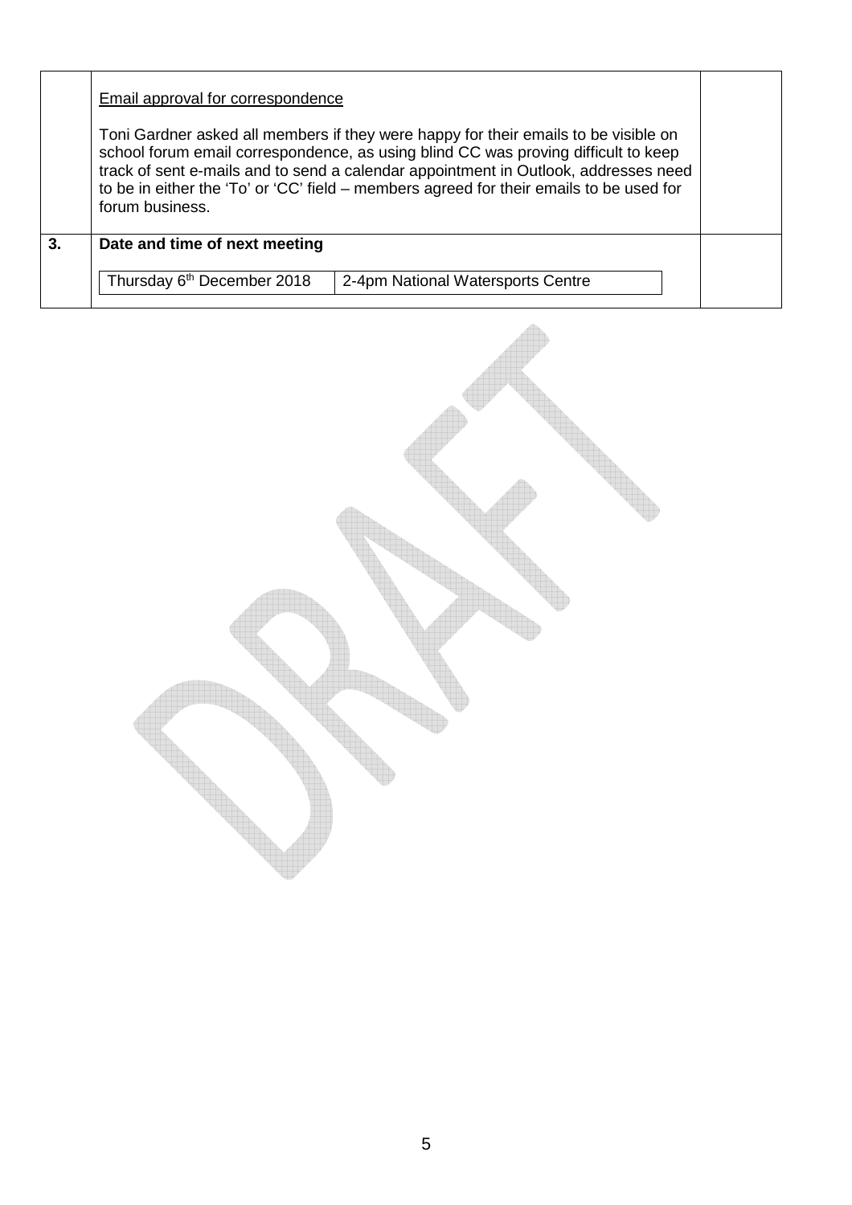| | | |
|---|---|---|
| | Email approval for correspondence<br><br>Toni Gardner asked all members if they were happy for their emails to be visible on school forum email correspondence, as using blind CC was proving difficult to keep track of sent e-mails and to send a calendar appointment in Outlook, addresses need to be in either the 'To' or 'CC' field – members agreed for their emails to be used for forum business. | |
| **3.** | **Date and time of next meeting**<br><br>Thursday 6th December 2018 – 2-4pm National Watersports Centre | |